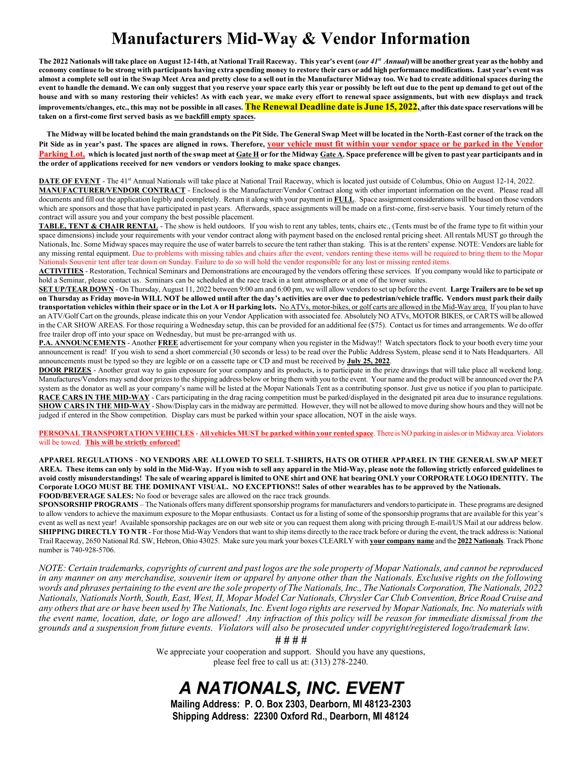# Manufacturers Mid-Way & Vendor Information

**The 2022 Nationals will take place on August 12-14th, at National Trail Raceway. This year's event (*our 41st Annual*) will be another great year as the hobby and economy continue to be strong with participants having extra spending money to restore their cars or add high performance modifications. Last year's event was almost a complete sell out in the Swap Meet Area and pretty close to a sell out in the Manufacturer Midway too. We had to create additional spaces during the event to handle the demand. We can only suggest that you reserve your space early this year or possibly be left out due to the pent up demand to get out of the house and with so many restoring their vehicles! As with each year, we make every effort to renewal space assignments, but with new displays and track improvements/changes, etc., this may not be possible in all cases. The Renewal Deadline date is June 15, 2022, after this date space reservations will be taken on a first-come first served basis as we backfill empty spaces.**

**The Midway will be located behind the main grandstands on the Pit Side. The General Swap Meet will be located in the North-East corner of the track on the Pit Side as in year's past. The spaces are aligned in rows. Therefore, your vehicle must fit within your vendor space or be parked in the Vendor Parking Lot, which is located just north of the swap meet at Gate H or for the Midway Gate A. Space preference will be given to past year participants and in the order of applications received for new vendors or vendors looking to make space changes.**

**DATE OF EVENT** - The 41st Annual Nationals will take place at National Trail Raceway, which is located just outside of Columbus, Ohio on August 12-14, 2022.

**MANUFACTURER/VENDOR CONTRACT** - Enclosed is the Manufacturer/Vendor Contract along with other important information on the event. Please read all documents and fill out the application legibly and completely. Return it along with your payment in **FULL**. Space assignment considerations will be based on those vendors which are sponsors and those that have participated in past years. Afterwards, space assignments will be made on a first-come, first-serve basis. Your timely return of the contract will assure you and your company the best possible placement.

**TABLE, TENT & CHAIR RENTAL** - The show is held outdoors. If you wish to rent any tables, tents, chairs etc., (Tents must be of the frame type to fit within your space dimensions) include your requirements with your vendor contract along with payment based on the enclosed rental pricing sheet. All rentals MUST go through the Nationals, Inc. Some Midway spaces may require the use of water barrels to secure the tent rather than staking. This is at the renters' expense. NOTE: Vendors are liable for any missing rental equipment. Due to problems with missing tables and chairs after the event, vendors renting these items will be required to bring them to the Mopar Nationals Souvenir tent after tear down on Sunday. Failure to do so will hold the vendor responsible for any lost or missing rented items.

**ACTIVITIES** - Restoration, Technical Seminars and Demonstrations are encouraged by the vendors offering these services. If you company would like to participate or hold a Seminar, please contact us. Seminars can be scheduled at the race track in a tent atmosphere or at one of the tower suites.

**SET UP/TEAR DOWN** - On Thursday, August 11, 2022 between 9:00 am and 6:00 pm, we will allow vendors to set up before the event. **Large Trailers are to be set up on Thursday as Friday move-in WILL NOT be allowed until after the day's activities are over due to pedestrian/vehicle traffic. Vendors must park their daily transportation vehicles within their space or in the Lot A or H parking lots.** No ATVs, motor-bikes, or golf carts are allowed in the Mid-Way area. If you plan to have an ATV/Golf Cart on the grounds, please indicate this on your Vendor Application with associated fee. Absolutely NO ATVs, MOTOR BIKES, or CARTS will be allowed in the CAR SHOW AREAS. For those requiring a Wednesday setup, this can be provided for an additional fee ($75). Contact us for times and arrangements. We do offer free trailer drop off into your space on Wednesday, but must be pre-arranged with us.

**P.A. ANNOUNCEMENTS** - Another **FREE** advertisement for your company when you register in the Midway!! Watch spectators flock to your booth every time your announcement is read! If you wish to send a short commercial (30 seconds or less) to be read over the Public Address System, please send it to Nats Headquarters. All announcements must be typed so they are legible or on a cassette tape or CD and must be received by **July 25, 2022**.

**DOOR PRIZES** - Another great way to gain exposure for your company and its products, is to participate in the prize drawings that will take place all weekend long. Manufactures/Vendors may send door prizes to the shipping address below or bring them with you to the event. Your name and the product will be announced over the PA system as the donator as well as your company's name will be listed at the Mopar Nationals Tent as a contributing sponsor. Just give us notice if you plan to participate.

**RACE CARS IN THE MID-WAY** - Cars participating in the drag racing competition must be parked/displayed in the designated pit area due to insurance regulations.

**SHOW CARS IN THE MID-WAY** - Show/Display cars in the midway are permitted. However, they will not be allowed to move during show hours and they will not be judged if entered in the Show competition. Display cars must be parked within your space allocation, NOT in the aisle ways.

**PERSONAL TRANSPORTATION VEHICLES** - **All vehicles MUST be parked within your rented space**. There is NO parking in aisles or in Midway area. Violators will be towed. **This will be strictly enforced!**

**APPAREL REGULATIONS - NO VENDORS ARE ALLOWED TO SELL T-SHIRTS, HATS OR OTHER APPAREL IN THE GENERAL SWAP MEET AREA. These items can only by sold in the Mid-Way. If you wish to sell any apparel in the Mid-Way, please note the following strictly enforced guidelines to avoid costly misunderstandings! The sale of wearing apparel is limited to ONE shirt and ONE hat bearing ONLY your CORPORATE LOGO IDENTITY. The Corporate LOGO MUST BE THE DOMINANT VISUAL. NO EXCEPTIONS!! Sales of other wearables has to be approved by the Nationals.**

**FOOD/BEVERAGE SALES:** No food or beverage sales are allowed on the race track grounds.

**SPONSORSHIP PROGRAMS** – The Nationals offers many different sponsorship programs for manufacturers and vendors to participate in. These programs are designed to allow vendors to achieve the maximum exposure to the Mopar enthusiasts. Contact us for a listing of some of the sponsorship programs that are available for this year's event as well as next year! Available sponsorship packages are on our web site or you can request them along with pricing through E-mail/US Mail at our address below.

**SHIPPING DIRECTLY TO NTR** - For those Mid-Way Vendors that want to ship items directly to the race track before or during the event, the track address is: National Trail Raceway, 2650 National Rd. SW, Hebron, Ohio 43025. Make sure you mark your boxes CLEARLY with **your company name** and the **2022 Nationals**. Track Phone number is 740-928-5706.

*NOTE: Certain trademarks, copyrights of current and past logos are the sole property of Mopar Nationals, and cannot be reproduced in any manner on any merchandise, souvenir item or apparel by anyone other than the Nationals. Exclusive rights on the following words and phrases pertaining to the event are the sole property of The Nationals, Inc., The Nationals Corporation, The Nationals, 2022 Nationals, Nationals North, South, East, West, II, Mopar Model Car Nationals, Chrysler Car Club Convention, Brice Road Cruise and any others that are or have been used by The Nationals, Inc. Event logo rights are reserved by Mopar Nationals, Inc. No materials with the event name, location, date, or logo are allowed! Any infraction of this policy will be reason for immediate dismissal from the grounds and a suspension from future events. Violators will also be prosecuted under copyright/registered logo/trademark law.*

# # # #

We appreciate your cooperation and support. Should you have any questions, please feel free to call us at: (313) 278-2240.

## *A NATIONALS, INC. EVENT*

**Mailing Address: P. O. Box 2303, Dearborn, MI 48123-2303**
**Shipping Address: 22300 Oxford Rd., Dearborn, MI 48124**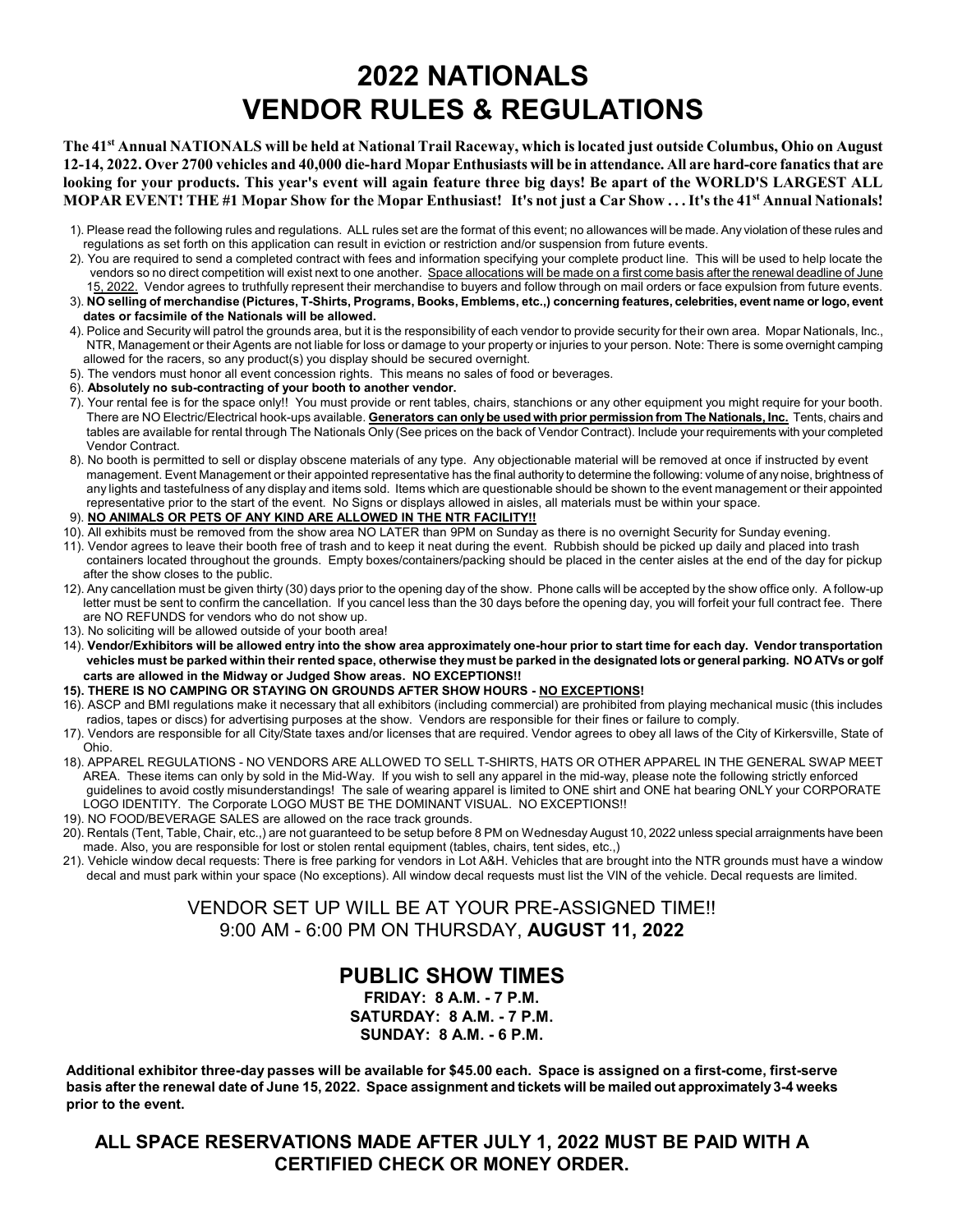# 2022 NATIONALS VENDOR RULES & REGULATIONS

**The 41st Annual NATIONALS will be held at National Trail Raceway, which is located just outside Columbus, Ohio on August 12-14, 2022. Over 2700 vehicles and 40,000 die-hard Mopar Enthusiasts will be in attendance. All are hard-core fanatics that are looking for your products. This year's event will again feature three big days! Be apart of the WORLD'S LARGEST ALL MOPAR EVENT! THE #1 Mopar Show for the Mopar Enthusiast! It's not just a Car Show . . . It's the 41st Annual Nationals!**

1). Please read the following rules and regulations. ALL rules set are the format of this event; no allowances will be made. Any violation of these rules and regulations as set forth on this application can result in eviction or restriction and/or suspension from future events.

2). You are required to send a completed contract with fees and information specifying your complete product line. This will be used to help locate the vendors so no direct competition will exist next to one another. Space allocations will be made on a first come basis after the renewal deadline of June 15, 2022. Vendor agrees to truthfully represent their merchandise to buyers and follow through on mail orders or face expulsion from future events.

3). **NO selling of merchandise (Pictures, T-Shirts, Programs, Books, Emblems, etc.,) concerning features, celebrities, event name or logo, event dates or facsimile of the Nationals will be allowed.**

4). Police and Security will patrol the grounds area, but it is the responsibility of each vendor to provide security for their own area. Mopar Nationals, Inc., NTR, Management or their Agents are not liable for loss or damage to your property or injuries to your person. Note: There is some overnight camping allowed for the racers, so any product(s) you display should be secured overnight.

5). The vendors must honor all event concession rights. This means no sales of food or beverages.

6). **Absolutely no sub-contracting of your booth to another vendor.**

7). Your rental fee is for the space only!! You must provide or rent tables, chairs, stanchions or any other equipment you might require for your booth. There are NO Electric/Electrical hook-ups available. **Generators can only be used with prior permission from The Nationals, Inc.** Tents, chairs and tables are available for rental through The Nationals Only (See prices on the back of Vendor Contract). Include your requirements with your completed Vendor Contract.

8). No booth is permitted to sell or display obscene materials of any type. Any objectionable material will be removed at once if instructed by event management. Event Management or their appointed representative has the final authority to determine the following: volume of any noise, brightness of any lights and tastefulness of any display and items sold. Items which are questionable should be shown to the event management or their appointed representative prior to the start of the event. No Signs or displays allowed in aisles, all materials must be within your space.

9). **NO ANIMALS OR PETS OF ANY KIND ARE ALLOWED IN THE NTR FACILITY!!**

10). All exhibits must be removed from the show area NO LATER than 9PM on Sunday as there is no overnight Security for Sunday evening.

11). Vendor agrees to leave their booth free of trash and to keep it neat during the event. Rubbish should be picked up daily and placed into trash containers located throughout the grounds. Empty boxes/containers/packing should be placed in the center aisles at the end of the day for pickup after the show closes to the public.

12). Any cancellation must be given thirty (30) days prior to the opening day of the show. Phone calls will be accepted by the show office only. A follow-up letter must be sent to confirm the cancellation. If you cancel less than the 30 days before the opening day, you will forfeit your full contract fee. There are NO REFUNDS for vendors who do not show up.

13). No soliciting will be allowed outside of your booth area!

14). **Vendor/Exhibitors will be allowed entry into the show area approximately one-hour prior to start time for each day. Vendor transportation vehicles must be parked within their rented space, otherwise they must be parked in the designated lots or general parking. NO ATVs or golf carts are allowed in the Midway or Judged Show areas. NO EXCEPTIONS!!**

15). **THERE IS NO CAMPING OR STAYING ON GROUNDS AFTER SHOW HOURS - NO EXCEPTIONS!**

16). ASCP and BMI regulations make it necessary that all exhibitors (including commercial) are prohibited from playing mechanical music (this includes radios, tapes or discs) for advertising purposes at the show. Vendors are responsible for their fines or failure to comply.

17). Vendors are responsible for all City/State taxes and/or licenses that are required. Vendor agrees to obey all laws of the City of Kirkersville, State of Ohio.

18). APPAREL REGULATIONS - NO VENDORS ARE ALLOWED TO SELL T-SHIRTS, HATS OR OTHER APPAREL IN THE GENERAL SWAP MEET AREA. These items can only by sold in the Mid-Way. If you wish to sell any apparel in the mid-way, please note the following strictly enforced guidelines to avoid costly misunderstandings! The sale of wearing apparel is limited to ONE shirt and ONE hat bearing ONLY your CORPORATE LOGO IDENTITY. The Corporate LOGO MUST BE THE DOMINANT VISUAL. NO EXCEPTIONS!!

19). NO FOOD/BEVERAGE SALES are allowed on the race track grounds.

20). Rentals (Tent, Table, Chair, etc.,) are not guaranteed to be setup before 8 PM on Wednesday August 10, 2022 unless special arraignments have been made. Also, you are responsible for lost or stolen rental equipment (tables, chairs, tent sides, etc.,)

21). Vehicle window decal requests: There is free parking for vendors in Lot A&H. Vehicles that are brought into the NTR grounds must have a window decal and must park within your space (No exceptions). All window decal requests must list the VIN of the vehicle. Decal requests are limited.

VENDOR SET UP WILL BE AT YOUR PRE-ASSIGNED TIME!!
9:00 AM - 6:00 PM ON THURSDAY, **AUGUST 11, 2022**

## PUBLIC SHOW TIMES

**FRIDAY: 8 A.M. - 7 P.M.**
**SATURDAY: 8 A.M. - 7 P.M.**
**SUNDAY: 8 A.M. - 6 P.M.**

**Additional exhibitor three-day passes will be available for $45.00 each. Space is assigned on a first-come, first-serve basis after the renewal date of June 15, 2022. Space assignment and tickets will be mailed out approximately 3-4 weeks prior to the event.**

**ALL SPACE RESERVATIONS MADE AFTER JULY 1, 2022 MUST BE PAID WITH A CERTIFIED CHECK OR MONEY ORDER.**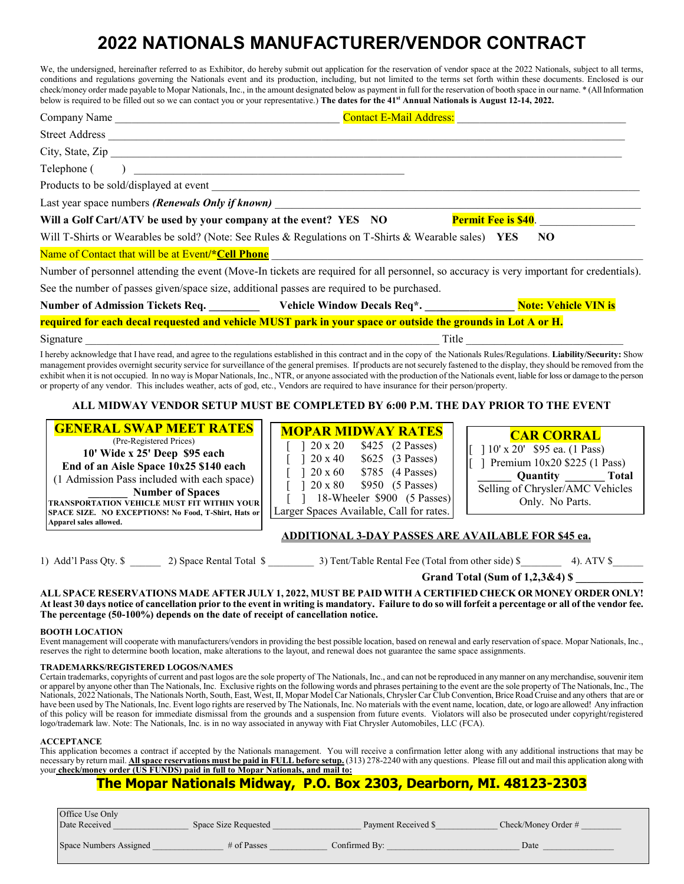# 2022 NATIONALS MANUFACTURER/VENDOR CONTRACT

We, the undersigned, hereinafter referred to as Exhibitor, do hereby submit out application for the reservation of vendor space at the 2022 Nationals, subject to all terms, conditions and regulations governing the Nationals event and its production, including, but not limited to the terms set forth within these documents. Enclosed is our check/money order made payable to Mopar Nationals, Inc., in the amount designated below as payment in full for the reservation of booth space in our name. * (All Information below is required to be filled out so we can contact you or your representative.) **The dates for the 41st Annual Nationals is August 12-14, 2022.**

Company Name ________________________________________ Contact E-Mail Address: ______________________________

Street Address ________________________________________________________________________________________

City, State, Zip _______________________________________________________________________________________

Telephone ( ) ________________________________________________

Products to be sold/displayed at event ____________________________________________________________________

Last year space numbers ***(Renewals Only if known)*** ______________________________________________________

**Will a Golf Cart/ATV be used by your company at the event? YES NO** **Permit Fee is $40**. _________________

Will T-Shirts or Wearables be sold? (Note: See Rules & Regulations on T-Shirts & Wearable sales) **YES NO**

Name of Contact that will be at Event/***Cell Phone** __________________________________________________________

Number of personnel attending the event (Move-In tickets are required for all personnel, so accuracy is very important for credentials).

See the number of passes given/space size, additional passes are required to be purchased.

**Number of Admission Tickets Req. _________ Vehicle Window Decals Req*. _______________ Note: Vehicle VIN is required for each decal requested and vehicle MUST park in your space or outside the grounds in Lot A or H.**

Signature ______________________________________________________________ Title ____________________________

I hereby acknowledge that I have read, and agree to the regulations established in this contract and in the copy of the Nationals Rules/Regulations. **Liability/Security:** Show management provides overnight security service for surveillance of the general premises. If products are not securely fastened to the display, they should be removed from the exhibit when it is not occupied. In no way is Mopar Nationals, Inc., NTR, or anyone associated with the production of the Nationals event, liable for loss or damage to the person or property of any vendor. This includes weather, acts of god, etc., Vendors are required to have insurance for their person/property.

**ALL MIDWAY VENDOR SETUP MUST BE COMPLETED BY 6:00 P.M. THE DAY PRIOR TO THE EVENT**

## GENERAL SWAP MEET RATES

(Pre-Registered Prices)

**10' Wide x 25' Deep $95 each**

**End of an Aisle Space 10x25 $140 each**

(1 Admission Pass included with each space)

_______ **Number of Spaces**

**TRANSPORTATION VEHICLE MUST FIT WITHIN YOUR SPACE SIZE. NO EXCEPTIONS! No Food, T-Shirt, Hats or Apparel sales allowed.**

## MOPAR MIDWAY RATES

- [ ] 20 x 20 $425 (2 Passes)
- [ ] 20 x 40 $625 (3 Passes)
- [ ] 20 x 60 $785 (4 Passes)
- [ ] 20 x 80 $950 (5 Passes)
- [ ] 18-Wheeler $900 (5 Passes)

Larger Spaces Available, Call for rates.

## CAR CORRAL

- [ ] 10' x 20' $95 ea. (1 Pass)
- [ ] Premium 10x20 $225 (1 Pass)

______ **Quantity** _______ **Total**

Selling of Chrysler/AMC Vehicles Only. No Parts.

**ADDITIONAL 3-DAY PASSES ARE AVAILABLE FOR $45 ea.**

1) Add'l Pass Qty. $ ______ 2) Space Rental Total $ _________ 3) Tent/Table Rental Fee (Total from other side) $________ 4). ATV $______

**Grand Total (Sum of 1,2,3&4) $ ____________**

**ALL SPACE RESERVATIONS MADE AFTER JULY 1, 2022, MUST BE PAID WITH A CERTIFIED CHECK OR MONEY ORDER ONLY! At least 30 days notice of cancellation prior to the event in writing is mandatory. Failure to do so will forfeit a percentage or all of the vendor fee. The percentage (50-100%) depends on the date of receipt of cancellation notice.**

### BOOTH LOCATION

Event management will cooperate with manufacturers/vendors in providing the best possible location, based on renewal and early reservation of space. Mopar Nationals, Inc., reserves the right to determine booth location, make alterations to the layout, and renewal does not guarantee the same space assignments.

### TRADEMARKS/REGISTERED LOGOS/NAMES

Certain trademarks, copyrights of current and past logos are the sole property of The Nationals, Inc., and can not be reproduced in any manner on any merchandise, souvenir item or apparel by anyone other than The Nationals, Inc. Exclusive rights on the following words and phrases pertaining to the event are the sole property of The Nationals, Inc., The Nationals, 2022 Nationals, The Nationals North, South, East, West, II, Mopar Model Car Nationals, Chrysler Car Club Convention, Brice Road Cruise and any others that are or have been used by The Nationals, Inc. Event logo rights are reserved by The Nationals, Inc. No materials with the event name, location, date, or logo are allowed! Any infraction of this policy will be reason for immediate dismissal from the grounds and a suspension from future events. Violators will also be prosecuted under copyright/registered logo/trademark law. Note: The Nationals, Inc. is in no way associated in anyway with Fiat Chrysler Automobiles, LLC (FCA).

### ACCEPTANCE

This application becomes a contract if accepted by the Nationals management. You will receive a confirmation letter along with any additional instructions that may be necessary by return mail. **All space reservations must be paid in FULL before setup.** (313) 278-2240 with any questions. Please fill out and mail this application along with your **check/money order (US FUNDS) paid in full to Mopar Nationals, and mail to:**

**The Mopar Nationals Midway, P.O. Box 2303, Dearborn, MI. 48123-2303**

Office Use Only

Date Received ________________ Space Size Requested ___________________ Payment Received $_____________ Check/Money Order # _________

Space Numbers Assigned _______________ # of Passes ____________ Confirmed By: ____________________________ Date _______________